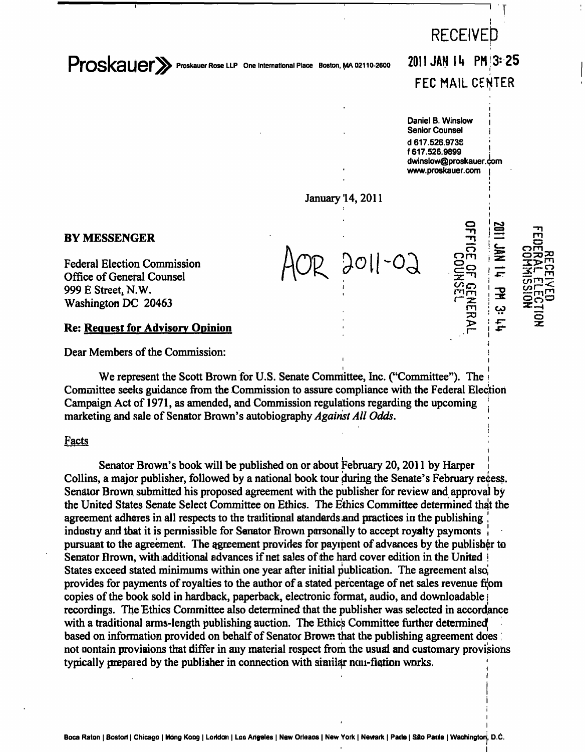**Proskauer»** Proskauer Rose LLP One International Place Boston, MA 02110-2600

RECEIVED

2011 JAN 14 PM 3:25

FEC MAIL CENTER

Daniel B. Winslow
Senior Counsel
d 617.526.9736
f 617.526.9899
dwinslow@proskauer.com
www.proskauer.com

January 14, 2011

RECEIVED FEDERAL ELECTION COMMISSION

2011 JAN 14 PM 3:44

OFFICE OF GENERAL COUNSEL

AOR 2011-02

**BY MESSENGER**

Federal Election Commission
Office of General Counsel
999 E Street, N.W.
Washington DC 20463

**Re: Request for Advisory Opinion**

Dear Members of the Commission:

We represent the Scott Brown for U.S. Senate Committee, Inc. ("Committee"). The Committee seeks guidance from the Commission to assure compliance with the Federal Election Campaign Act of 1971, as amended, and Commission regulations regarding the upcoming marketing and sale of Senator Brown's autobiography *Against All Odds*.

Facts

Senator Brown's book will be published on or about February 20, 2011 by Harper Collins, a major publisher, followed by a national book tour during the Senate's February recess. Senator Brown submitted his proposed agreement with the publisher for review and approval by the United States Senate Select Committee on Ethics. The Ethics Committee determined that the agreement adheres in all respects to the traditional standards and practices in the publishing industry and that it is permissible for Senator Brown personally to accept royalty payments pursuant to the agreement. The agreement provides for payment of advances by the publisher to Senator Brown, with additional advances if net sales of the hard cover edition in the United States exceed stated minimums within one year after initial publication. The agreement also provides for payments of royalties to the author of a stated percentage of net sales revenue from copies of the book sold in hardback, paperback, electronic format, audio, and downloadable recordings. The Ethics Committee also determined that the publisher was selected in accordance with a traditional arms-length publishing auction. The Ethics Committee further determined based on information provided on behalf of Senator Brown that the publishing agreement does not contain provisions that differ in any material respect from the usual and customary provisions typically prepared by the publisher in connection with similar non-fiction works.

Boca Raton | Boston | Chicago | Hong Kong | London | Los Angeles | New Orleans | New York | Newark | Paris | São Paulo | Washington, D.C.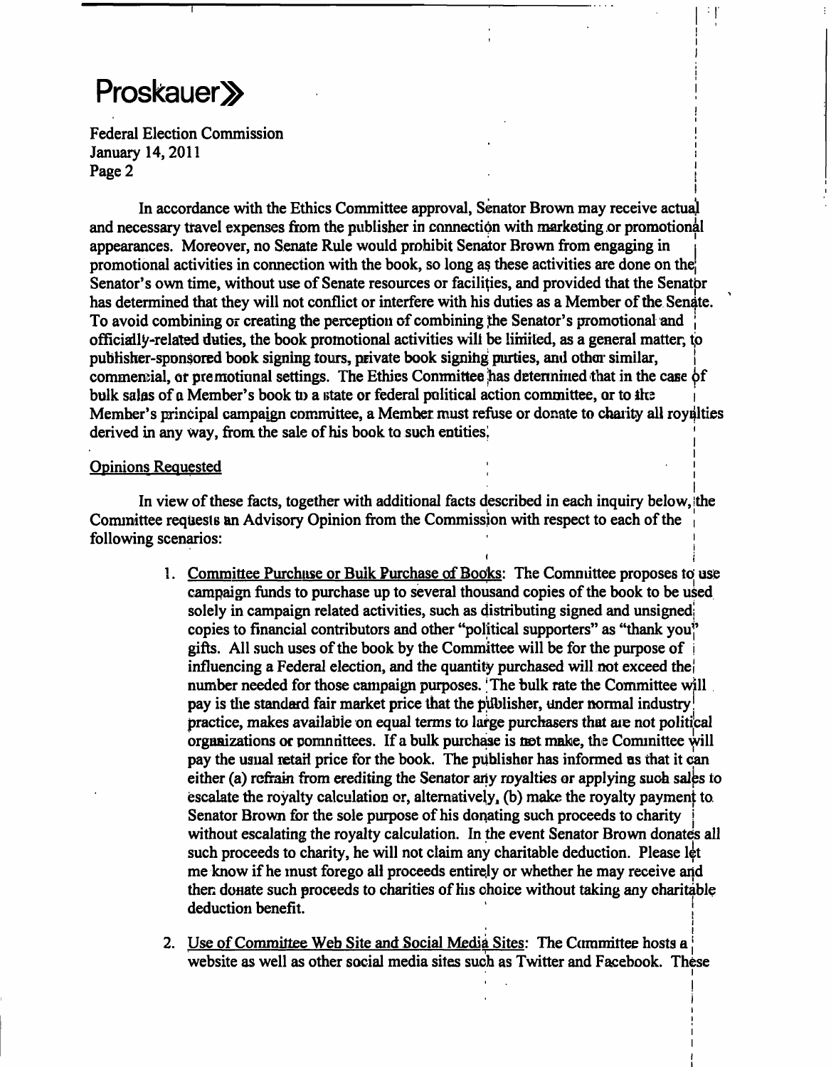**Proskauer»**

Federal Election Commission
January 14, 2011
Page 2

In accordance with the Ethics Committee approval, Senator Brown may receive actual and necessary travel expenses from the publisher in connection with marketing or promotional appearances. Moreover, no Senate Rule would prohibit Senator Brown from engaging in promotional activities in connection with the book, so long as these activities are done on the Senator's own time, without use of Senate resources or facilities, and provided that the Senator has determined that they will not conflict or interfere with his duties as a Member of the Senate. To avoid combining or creating the perception of combining the Senator's promotional and officially-related duties, the book promotional activities will be limited, as a general matter, to publisher-sponsored book signing tours, private book signing parties, and other similar, commercial, or promotional settings. The Ethics Committee has determined that in the case of bulk sales of a Member's book to a state or federal political action committee, or to the Member's principal campaign committee, a Member must refuse or donate to charity all royalties derived in any way, from the sale of his book to such entities.

## Opinions Requested

In view of these facts, together with additional facts described in each inquiry below, the Committee requests an Advisory Opinion from the Commission with respect to each of the following scenarios:

1. Committee Purchase or Bulk Purchase of Books: The Committee proposes to use campaign funds to purchase up to several thousand copies of the book to be used solely in campaign related activities, such as distributing signed and unsigned copies to financial contributors and other "political supporters" as "thank you" gifts. All such uses of the book by the Committee will be for the purpose of influencing a Federal election, and the quantity purchased will not exceed the number needed for those campaign purposes. The bulk rate the Committee will pay is the standard fair market price that the publisher, under normal industry practice, makes available on equal terms to large purchasers that are not political organizations or committees. If a bulk purchase is not make, the Committee will pay the usual retail price for the book. The publisher has informed us that it can either (a) refrain from crediting the Senator any royalties or applying such sales to escalate the royalty calculation or, alternatively, (b) make the royalty payment to Senator Brown for the sole purpose of his donating such proceeds to charity without escalating the royalty calculation. In the event Senator Brown donates all such proceeds to charity, he will not claim any charitable deduction. Please let me know if he must forego all proceeds entirely or whether he may receive and then donate such proceeds to charities of his choice without taking any charitable deduction benefit.

2. Use of Committee Web Site and Social Media Sites: The Committee hosts a website as well as other social media sites such as Twitter and Facebook. These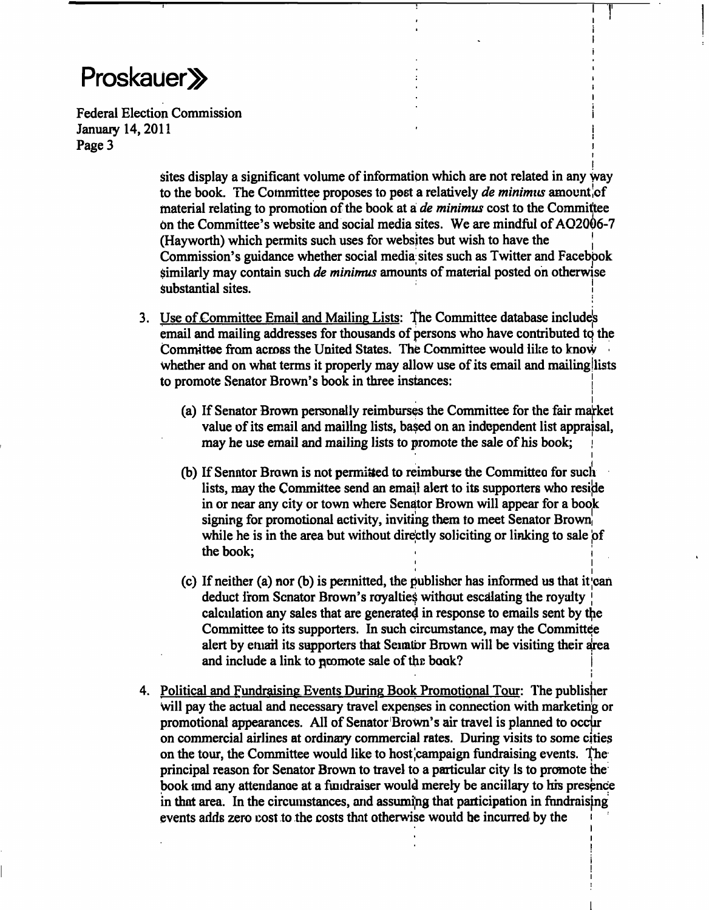sites display a significant volume of information which are not related in any way to the book. The Committee proposes to post a relatively *de minimus* amount of material relating to promotion of the book at a *de minimus* cost to the Committee on the Committee's website and social media sites. We are mindful of AO2006-7 (Hayworth) which permits such uses for websites but wish to have the Commission's guidance whether social media sites such as Twitter and Facebook similarly may contain such *de minimus* amounts of material posted on otherwise substantial sites.

3. Use of Committee Email and Mailing Lists: The Committee database includes email and mailing addresses for thousands of persons who have contributed to the Committee from across the United States. The Committee would like to know whether and on what terms it properly may allow use of its email and mailing lists to promote Senator Brown's book in three instances:

   (a) If Senator Brown personally reimburses the Committee for the fair market value of its email and mailing lists, based on an independent list appraisal, may he use email and mailing lists to promote the sale of his book;

   (b) If Senator Brown is not permitted to reimburse the Committee for such lists, may the Committee send an email alert to its supporters who reside in or near any city or town where Senator Brown will appear for a book signing for promotional activity, inviting them to meet Senator Brown while he is in the area but without directly soliciting or linking to sale of the book;

   (c) If neither (a) nor (b) is permitted, the publisher has informed us that it can deduct from Senator Brown's royalties without escalating the royalty calculation any sales that are generated in response to emails sent by the Committee to its supporters. In such circumstance, may the Committee alert by email its supporters that Senator Brown will be visiting their area and include a link to promote sale of the book?

4. Political and Fundraising Events During Book Promotional Tour: The publisher will pay the actual and necessary travel expenses in connection with marketing or promotional appearances. All of Senator Brown's air travel is planned to occur on commercial airlines at ordinary commercial rates. During visits to some cities on the tour, the Committee would like to host campaign fundraising events. The principal reason for Senator Brown to travel to a particular city is to promote the book and any attendance at a fundraiser would merely be ancillary to his presence in that area. In the circumstances, and assuming that participation in fundraising events adds zero cost to the costs that otherwise would be incurred by the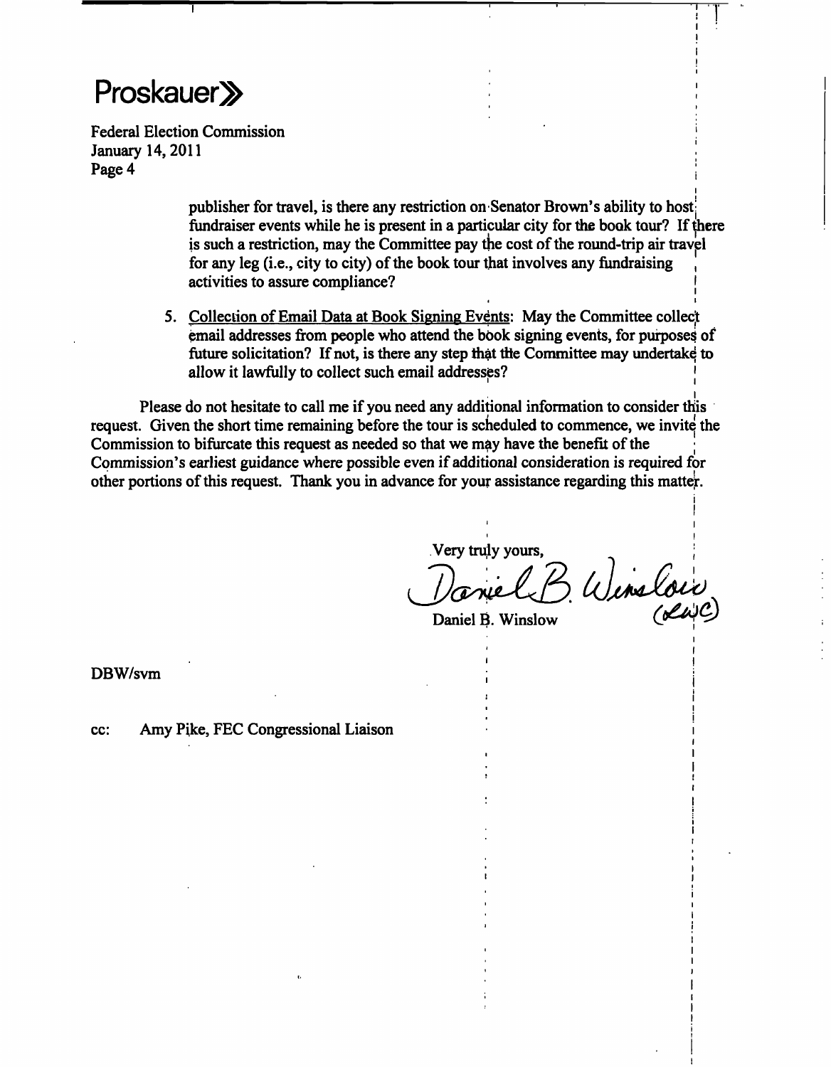**Proskauer»**

Federal Election Commission
January 14, 2011
Page 4

publisher for travel, is there any restriction on Senator Brown's ability to host fundraiser events while he is present in a particular city for the book tour? If there is such a restriction, may the Committee pay the cost of the round-trip air travel for any leg (i.e., city to city) of the book tour that involves any fundraising activities to assure compliance?

5. Collection of Email Data at Book Signing Events: May the Committee collect email addresses from people who attend the book signing events, for purposes of future solicitation? If not, is there any step that the Committee may undertake to allow it lawfully to collect such email addresses?

Please do not hesitate to call me if you need any additional information to consider this request. Given the short time remaining before the tour is scheduled to commence, we invite the Commission to bifurcate this request as needed so that we may have the benefit of the Commission's earliest guidance where possible even if additional consideration is required for other portions of this request. Thank you in advance for your assistance regarding this matter.

Very truly yours,

Daniel B. Winslow (LWC)

Daniel B. Winslow

DBW/svm

cc: Amy Pike, FEC Congressional Liaison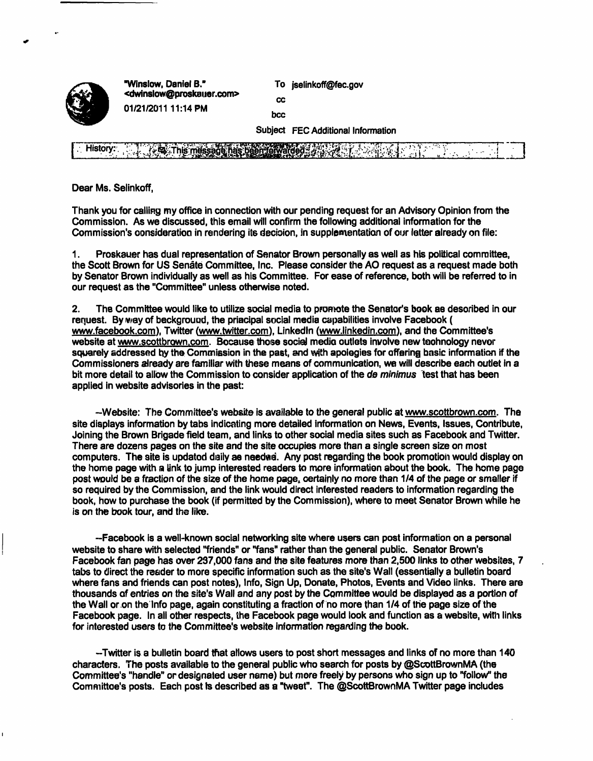"Winslow, Daniel B." <dwinslow@proskauer.com>
01/21/2011 11:14 PM

To jselinkoff@fec.gov
cc
bcc
Subject FEC Additional Information

History: This message has been forwarded.

Dear Ms. Selinkoff,

Thank you for calling my office in connection with our pending request for an Advisory Opinion from the Commission. As we discussed, this email will confirm the following additional information for the Commission's consideration in rendering its decision, in supplementation of our letter already on file:

1. Proskauer has dual representation of Senator Brown personally as well as his political committee, the Scott Brown for US Senate Committee, Inc. Please consider the AO request as a request made both by Senator Brown individually as well as his Committee. For ease of reference, both will be referred to in our request as the "Committee" unless otherwise noted.

2. The Committee would like to utilize social media to promote the Senator's book as described in our request. By way of background, the principal social media capabilities involve Facebook ( www.facebook.com), Twitter (www.twitter.com), LinkedIn (www.linkedin.com), and the Committee's website at www.scottbrown.com. Because those social media outlets involve new technology never squarely addressed by the Commission in the past, and with apologies for offering basic information if the Commissioners already are familiar with these means of communication, we will describe each outlet in a bit more detail to allow the Commission to consider application of the *de minimus* test that has been applied in website advisories in the past:

--Website: The Committee's website is available to the general public at www.scottbrown.com. The site displays information by tabs indicating more detailed information on News, Events, Issues, Contribute, Joining the Brown Brigade field team, and links to other social media sites such as Facebook and Twitter. There are dozens pages on the site and the site occupies more than a single screen size on most computers. The site is updated daily as needed. Any post regarding the book promotion would display on the home page with a link to jump interested readers to more information about the book. The home page post would be a fraction of the size of the home page, certainly no more than 1/4 of the page or smaller if so required by the Commission, and the link would direct interested readers to information regarding the book, how to purchase the book (if permitted by the Commission), where to meet Senator Brown while he is on the book tour, and the like.

--Facebook is a well-known social networking site where users can post information on a personal website to share with selected "friends" or "fans" rather than the general public. Senator Brown's Facebook fan page has over 237,000 fans and the site features more than 2,500 links to other websites, 7 tabs to direct the reader to more specific information such as the site's Wall (essentially a bulletin board where fans and friends can post notes), Info, Sign Up, Donate, Photos, Events and Video links. There are thousands of entries on the site's Wall and any post by the Committee would be displayed as a portion of the Wall or on the Info page, again constituting a fraction of no more than 1/4 of the page size of the Facebook page. In all other respects, the Facebook page would look and function as a website, with links for interested users to the Committee's website information regarding the book.

--Twitter is a bulletin board that allows users to post short messages and links of no more than 140 characters. The posts available to the general public who search for posts by @ScottBrownMA (the Committee's "handle" or designated user name) but more freely by persons who sign up to "follow" the Committee's posts. Each post is described as a "tweet". The @ScottBrownMA Twitter page includes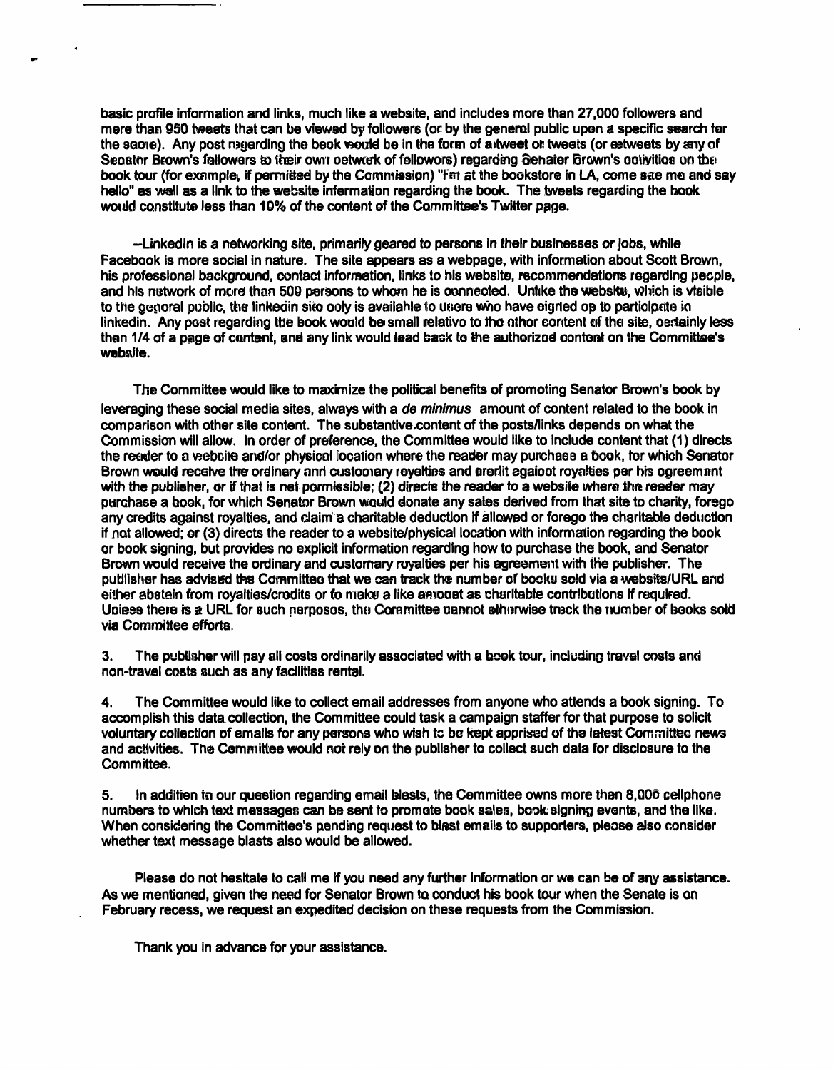basic profile information and links, much like a website, and includes more than 27,000 followers and more than 950 tweets that can be viewed by followers (or by the general public upon a specific search for the same). Any post regarding the book would be in the form of a tweet or tweets (or retweets by any of Senator Brown's followers to their own network of followers) regarding Senator Brown's activities on the book tour (for example, if permitted by the Commission) "I'm at the bookstore in LA, come see me and say hello" as well as a link to the website information regarding the book. The tweets regarding the book would constitute less than 10% of the content of the Committee's Twitter page.

--LinkedIn is a networking site, primarily geared to persons in their businesses or jobs, while Facebook is more social in nature. The site appears as a webpage, with information about Scott Brown, his professional background, contact information, links to his website, recommendations regarding people, and his network of more than 500 persons to whom he is connected. Unlike the website, which is visible to the general public, the linkedin site only is available to users who have signed up to participate in linkedin. Any post regarding the book would be small relative to the other content of the site, certainly less than 1/4 of a page of content, and any link would lead back to the authorized content on the Committee's website.

The Committee would like to maximize the political benefits of promoting Senator Brown's book by leveraging these social media sites, always with a *de minimus* amount of content related to the book in comparison with other site content. The substantive content of the posts/links depends on what the Commission will allow. In order of preference, the Committee would like to include content that (1) directs the reader to a website and/or physical location where the reader may purchase a book, for which Senator Brown would receive the ordinary and customary royalties and credit against royalties per his agreement with the publisher, or if that is not permissible; (2) directs the reader to a website where the reader may purchase a book, for which Senator Brown would donate any sales derived from that site to charity, forego any credits against royalties, and claim a charitable deduction if allowed or forego the charitable deduction if not allowed; or (3) directs the reader to a website/physical location with information regarding the book or book signing, but provides no explicit information regarding how to purchase the book, and Senator Brown would receive the ordinary and customary royalties per his agreement with the publisher. The publisher has advised the Committee that we can track the number of books sold via a website/URL and either abstain from royalties/credits or to make a like amount as charitable contributions if required. Unless there is a URL for such purposes, the Committee cannot otherwise track the number of books sold via Committee efforts.

3. The publisher will pay all costs ordinarily associated with a book tour, including travel costs and non-travel costs such as any facilities rental.

4. The Committee would like to collect email addresses from anyone who attends a book signing. To accomplish this data collection, the Committee could task a campaign staffer for that purpose to solicit voluntary collection of emails for any persons who wish to be kept apprised of the latest Committee news and activities. The Committee would not rely on the publisher to collect such data for disclosure to the Committee.

5. In addition to our question regarding email blasts, the Committee owns more than 8,000 cellphone numbers to which text messages can be sent to promote book sales, book signing events, and the like. When considering the Committee's pending request to blast emails to supporters, please also consider whether text message blasts also would be allowed.

Please do not hesitate to call me if you need any further information or we can be of any assistance. As we mentioned, given the need for Senator Brown to conduct his book tour when the Senate is on February recess, we request an expedited decision on these requests from the Commission.

Thank you in advance for your assistance.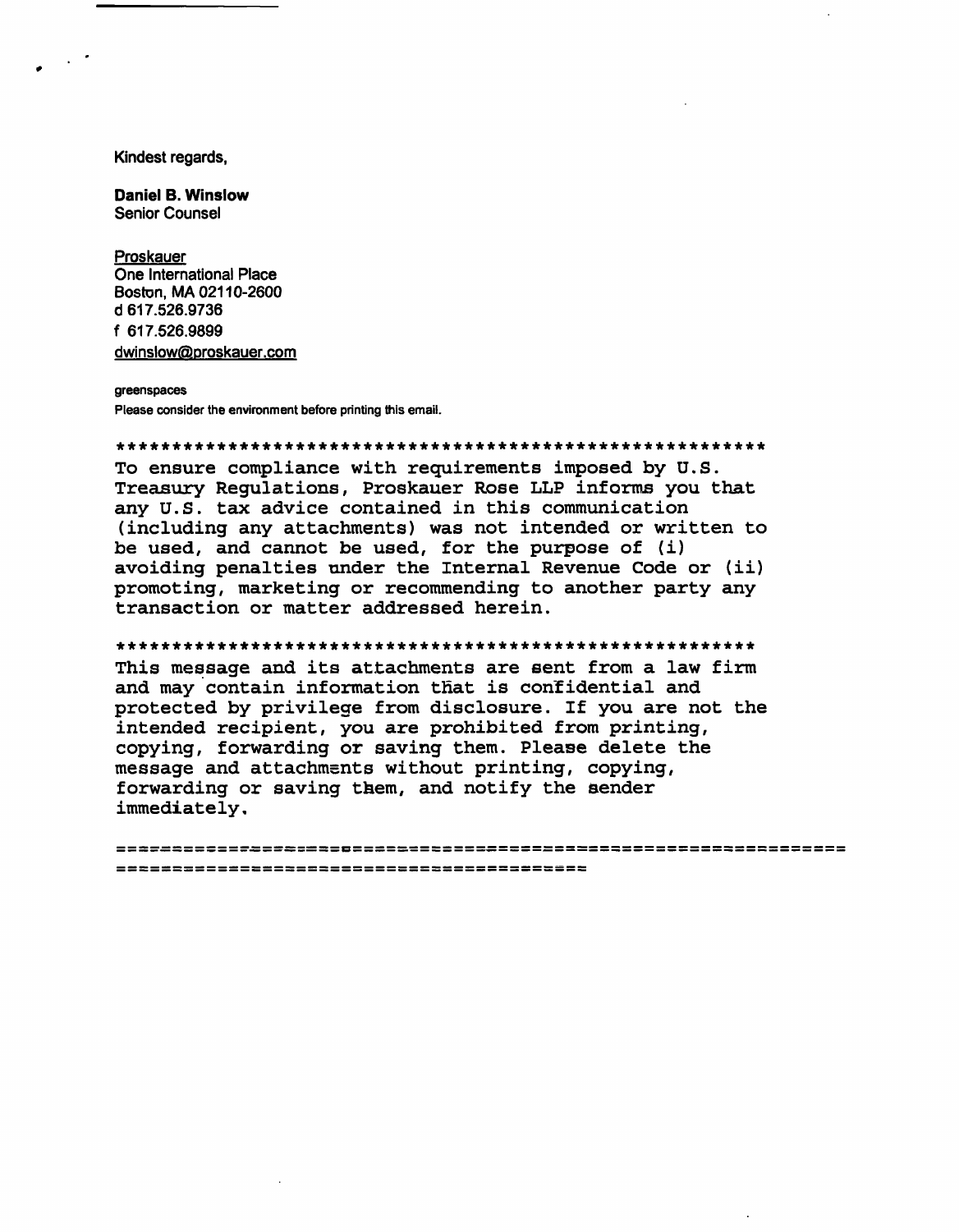Kindest regards,

**Daniel B. Winslow**
Senior Counsel

Proskauer
One International Place
Boston, MA 02110-2600
d 617.526.9736
f 617.526.9899
dwinslow@proskauer.com

greenspaces
Please consider the environment before printing this email.

************************************************************
To ensure compliance with requirements imposed by U.S. Treasury Regulations, Proskauer Rose LLP informs you that any U.S. tax advice contained in this communication (including any attachments) was not intended or written to be used, and cannot be used, for the purpose of (i) avoiding penalties under the Internal Revenue Code or (ii) promoting, marketing or recommending to another party any transaction or matter addressed herein.

************************************************************
This message and its attachments are sent from a law firm and may contain information that is confidential and protected by privilege from disclosure. If you are not the intended recipient, you are prohibited from printing, copying, forwarding or saving them. Please delete the message and attachments without printing, copying, forwarding or saving them, and notify the sender immediately.

==============================================================
=======================================